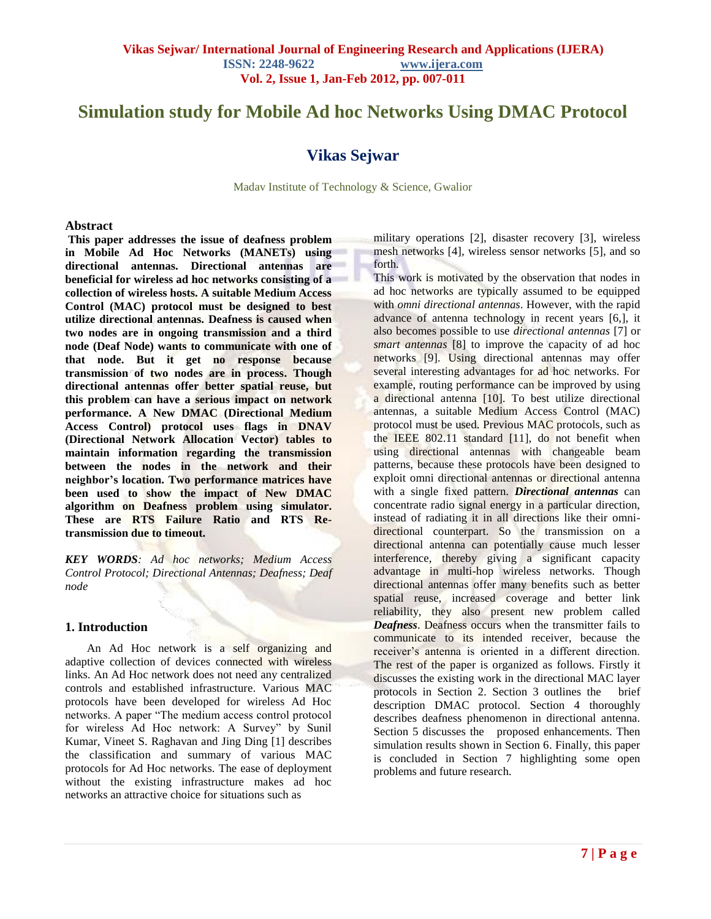# Simulation study for Mobile Ad hoc Networks Using DMAC Protocol

## Vikas Sejwar

Madav Institute of Technology & Science, Gwalior

### Abstract

**This paper addresses the issue of deafness problem in Mobile Ad Hoc Networks (MANETs) using directional antennas. Directional antennas are beneficial for wireless ad hoc networks consisting of a collection of wireless hosts. A suitable Medium Access Control (MAC) protocol must be designed to best utilize directional antennas. Deafness is caused when two nodes are in ongoing transmission and a third node (Deaf Node) wants to communicate with one of that node. But it get no response because transmission of two nodes are in process. Though directional antennas offer better spatial reuse, but this problem can have a serious impact on network performance. A New DMAC (Directional Medium Access Control) protocol uses flags in DNAV (Directional Network Allocation Vector) tables to maintain information regarding the transmission between the nodes in the network and their neighbor's location. Two performance matrices have been used to show the impact of New DMAC algorithm on Deafness problem using simulator. These are RTS Failure Ratio and RTS Re-transmission due to timeout.**

***KEY WORDS****: Ad hoc networks; Medium Access Control Protocol; Directional Antennas; Deafness; Deaf node*

### 1. Introduction

An Ad Hoc network is a self organizing and adaptive collection of devices connected with wireless links. An Ad Hoc network does not need any centralized controls and established infrastructure. Various MAC protocols have been developed for wireless Ad Hoc networks. A paper "The medium access control protocol for wireless Ad Hoc network: A Survey" by Sunil Kumar, Vineet S. Raghavan and Jing Ding [1] describes the classification and summary of various MAC protocols for Ad Hoc networks. The ease of deployment without the existing infrastructure makes ad hoc networks an attractive choice for situations such as military operations [2], disaster recovery [3], wireless mesh networks [4], wireless sensor networks [5], and so forth.

This work is motivated by the observation that nodes in ad hoc networks are typically assumed to be equipped with *omni directional antennas*. However, with the rapid advance of antenna technology in recent years [6,], it also becomes possible to use *directional antennas* [7] or *smart antennas* [8] to improve the capacity of ad hoc networks [9]. Using directional antennas may offer several interesting advantages for ad hoc networks. For example, routing performance can be improved by using a directional antenna [10]. To best utilize directional antennas, a suitable Medium Access Control (MAC) protocol must be used. Previous MAC protocols, such as the IEEE 802.11 standard [11], do not benefit when using directional antennas with changeable beam patterns, because these protocols have been designed to exploit omni directional antennas or directional antenna with a single fixed pattern. ***Directional antennas*** can concentrate radio signal energy in a particular direction, instead of radiating it in all directions like their omni-directional counterpart. So the transmission on a directional antenna can potentially cause much lesser interference, thereby giving a significant capacity advantage in multi-hop wireless networks. Though directional antennas offer many benefits such as better spatial reuse, increased coverage and better link reliability, they also present new problem called ***Deafness***. Deafness occurs when the transmitter fails to communicate to its intended receiver, because the receiver's antenna is oriented in a different direction. The rest of the paper is organized as follows. Firstly it discusses the existing work in the directional MAC layer protocols in Section 2. Section 3 outlines the brief description DMAC protocol. Section 4 thoroughly describes deafness phenomenon in directional antenna. Section 5 discusses the proposed enhancements. Then simulation results shown in Section 6. Finally, this paper is concluded in Section 7 highlighting some open problems and future research.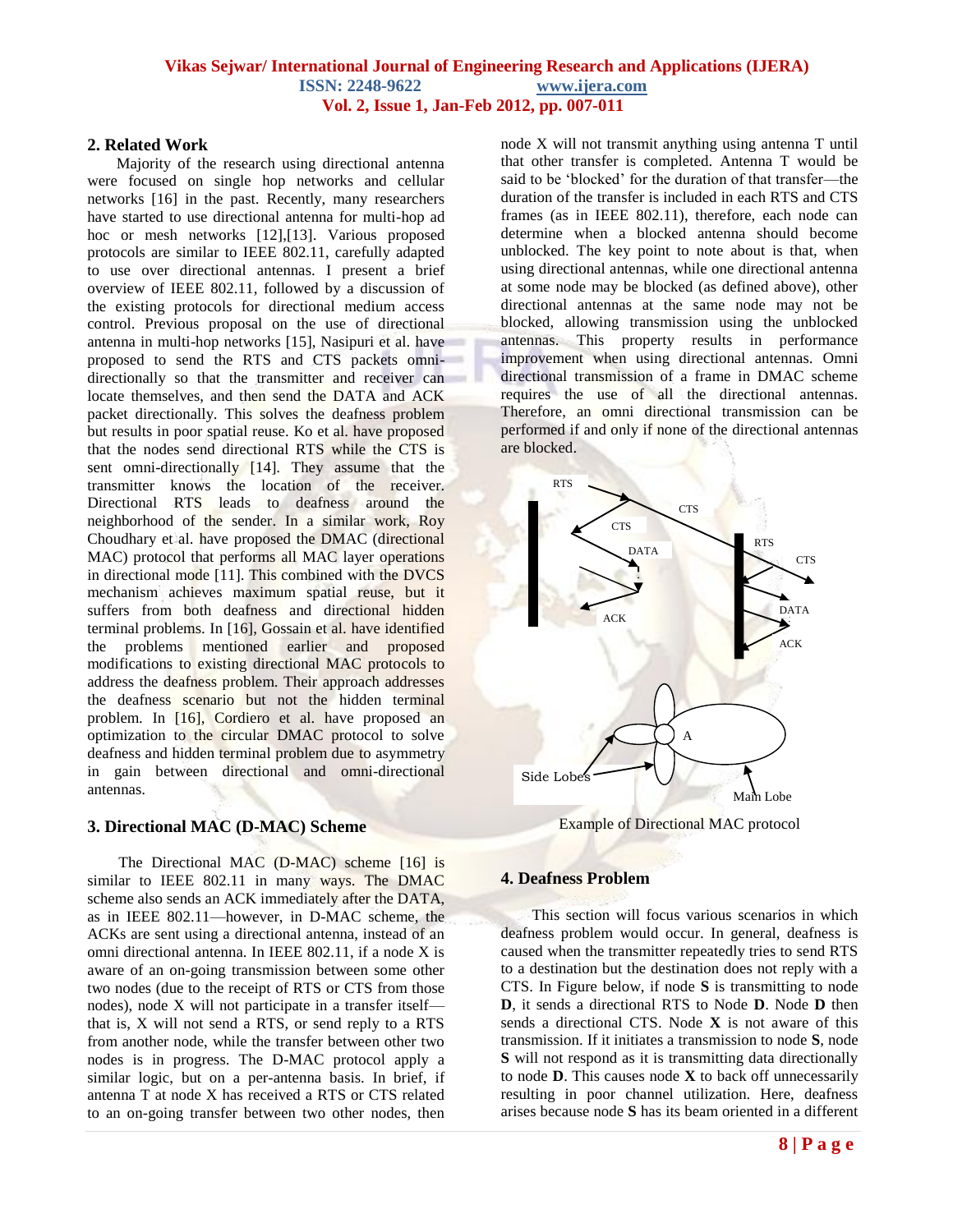## 2. Related Work

Majority of the research using directional antenna were focused on single hop networks and cellular networks [16] in the past. Recently, many researchers have started to use directional antenna for multi-hop ad hoc or mesh networks [12],[13]. Various proposed protocols are similar to IEEE 802.11, carefully adapted to use over directional antennas. I present a brief overview of IEEE 802.11, followed by a discussion of the existing protocols for directional medium access control. Previous proposal on the use of directional antenna in multi-hop networks [15], Nasipuri et al. have proposed to send the RTS and CTS packets omni-directionally so that the transmitter and receiver can locate themselves, and then send the DATA and ACK packet directionally. This solves the deafness problem but results in poor spatial reuse. Ko et al. have proposed that the nodes send directional RTS while the CTS is sent omni-directionally [14]. They assume that the transmitter knows the location of the receiver. Directional RTS leads to deafness around the neighborhood of the sender. In a similar work, Roy Choudhary et al. have proposed the DMAC (directional MAC) protocol that performs all MAC layer operations in directional mode [11]. This combined with the DVCS mechanism achieves maximum spatial reuse, but it suffers from both deafness and directional hidden terminal problems. In [16], Gossain et al. have identified the problems mentioned earlier and proposed modifications to existing directional MAC protocols to address the deafness problem. Their approach addresses the deafness scenario but not the hidden terminal problem. In [16], Cordiero et al. have proposed an optimization to the circular DMAC protocol to solve deafness and hidden terminal problem due to asymmetry in gain between directional and omni-directional antennas.

## 3. Directional MAC (D-MAC) Scheme

The Directional MAC (D-MAC) scheme [16] is similar to IEEE 802.11 in many ways. The DMAC scheme also sends an ACK immediately after the DATA, as in IEEE 802.11—however, in D-MAC scheme, the ACKs are sent using a directional antenna, instead of an omni directional antenna. In IEEE 802.11, if a node X is aware of an on-going transmission between some other two nodes (due to the receipt of RTS or CTS from those nodes), node X will not participate in a transfer itself—that is, X will not send a RTS, or send reply to a RTS from another node, while the transfer between other two nodes is in progress. The D-MAC protocol apply a similar logic, but on a per-antenna basis. In brief, if antenna T at node X has received a RTS or CTS related to an on-going transfer between two other nodes, then node X will not transmit anything using antenna T until that other transfer is completed. Antenna T would be said to be 'blocked' for the duration of that transfer—the duration of the transfer is included in each RTS and CTS frames (as in IEEE 802.11), therefore, each node can determine when a blocked antenna should become unblocked. The key point to note about is that, when using directional antennas, while one directional antenna at some node may be blocked (as defined above), other directional antennas at the same node may not be blocked, allowing transmission using the unblocked antennas. This property results in performance improvement when using directional antennas. Omni directional transmission of a frame in DMAC scheme requires the use of all the directional antennas. Therefore, an omni directional transmission can be performed if and only if none of the directional antennas are blocked.

Example of Directional MAC protocol

## 4. Deafness Problem

This section will focus various scenarios in which deafness problem would occur. In general, deafness is caused when the transmitter repeatedly tries to send RTS to a destination but the destination does not reply with a CTS. In Figure below, if node **S** is transmitting to node **D**, it sends a directional RTS to Node **D**. Node **D** then sends a directional CTS. Node **X** is not aware of this transmission. If it initiates a transmission to node **S**, node **S** will not respond as it is transmitting data directionally to node **D**. This causes node **X** to back off unnecessarily resulting in poor channel utilization. Here, deafness arises because node **S** has its beam oriented in a different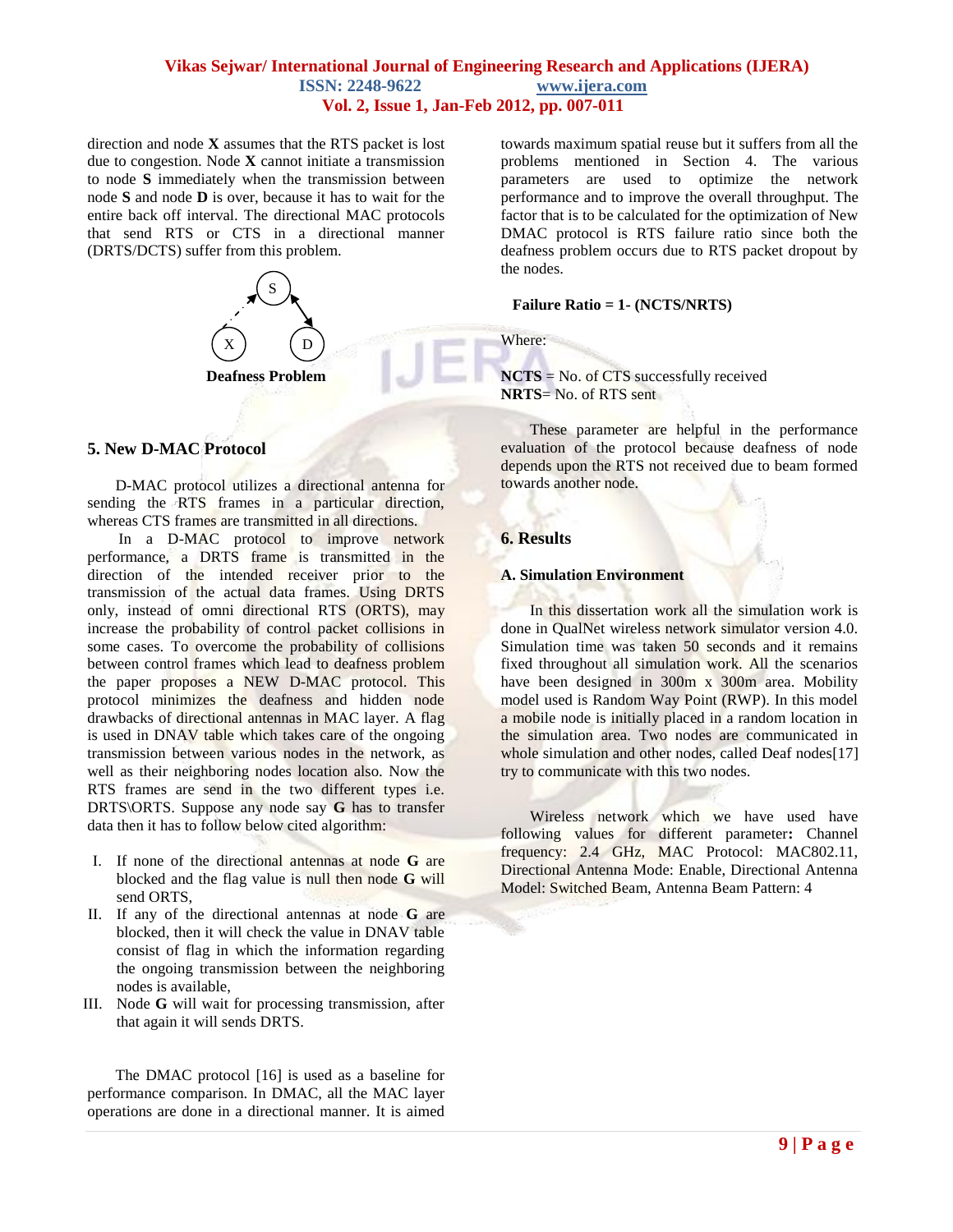direction and node **X** assumes that the RTS packet is lost due to congestion. Node **X** cannot initiate a transmission to node **S** immediately when the transmission between node **S** and node **D** is over, because it has to wait for the entire back off interval. The directional MAC protocols that send RTS or CTS in a directional manner (DRTS/DCTS) suffer from this problem.

**Deafness Problem**

## 5. New D-MAC Protocol

D-MAC protocol utilizes a directional antenna for sending the RTS frames in a particular direction, whereas CTS frames are transmitted in all directions.

In a D-MAC protocol to improve network performance, a DRTS frame is transmitted in the direction of the intended receiver prior to the transmission of the actual data frames. Using DRTS only, instead of omni directional RTS (ORTS), may increase the probability of control packet collisions in some cases. To overcome the probability of collisions between control frames which lead to deafness problem the paper proposes a NEW D-MAC protocol. This protocol minimizes the deafness and hidden node drawbacks of directional antennas in MAC layer. A flag is used in DNAV table which takes care of the ongoing transmission between various nodes in the network, as well as their neighboring nodes location also. Now the RTS frames are send in the two different types i.e. DRTS\ORTS. Suppose any node say **G** has to transfer data then it has to follow below cited algorithm:

I. If none of the directional antennas at node **G** are blocked and the flag value is null then node **G** will send ORTS,
II. If any of the directional antennas at node **G** are blocked, then it will check the value in DNAV table consist of flag in which the information regarding the ongoing transmission between the neighboring nodes is available,
III. Node **G** will wait for processing transmission, after that again it will sends DRTS.

The DMAC protocol [16] is used as a baseline for performance comparison. In DMAC, all the MAC layer operations are done in a directional manner. It is aimed towards maximum spatial reuse but it suffers from all the problems mentioned in Section 4. The various parameters are used to optimize the network performance and to improve the overall throughput. The factor that is to be calculated for the optimization of New DMAC protocol is RTS failure ratio since both the deafness problem occurs due to RTS packet dropout by the nodes.

**Failure Ratio = 1- (NCTS/NRTS)**

Where:

**NCTS** = No. of CTS successfully received
**NRTS**= No. of RTS sent

These parameter are helpful in the performance evaluation of the protocol because deafness of node depends upon the RTS not received due to beam formed towards another node.

## 6. Results

### A. Simulation Environment

In this dissertation work all the simulation work is done in QualNet wireless network simulator version 4.0. Simulation time was taken 50 seconds and it remains fixed throughout all simulation work. All the scenarios have been designed in 300m x 300m area. Mobility model used is Random Way Point (RWP). In this model a mobile node is initially placed in a random location in the simulation area. Two nodes are communicated in whole simulation and other nodes, called Deaf nodes[17] try to communicate with this two nodes.

Wireless network which we have used have following values for different parameter**:** Channel frequency: 2.4 GHz, MAC Protocol: MAC802.11, Directional Antenna Mode: Enable, Directional Antenna Model: Switched Beam, Antenna Beam Pattern: 4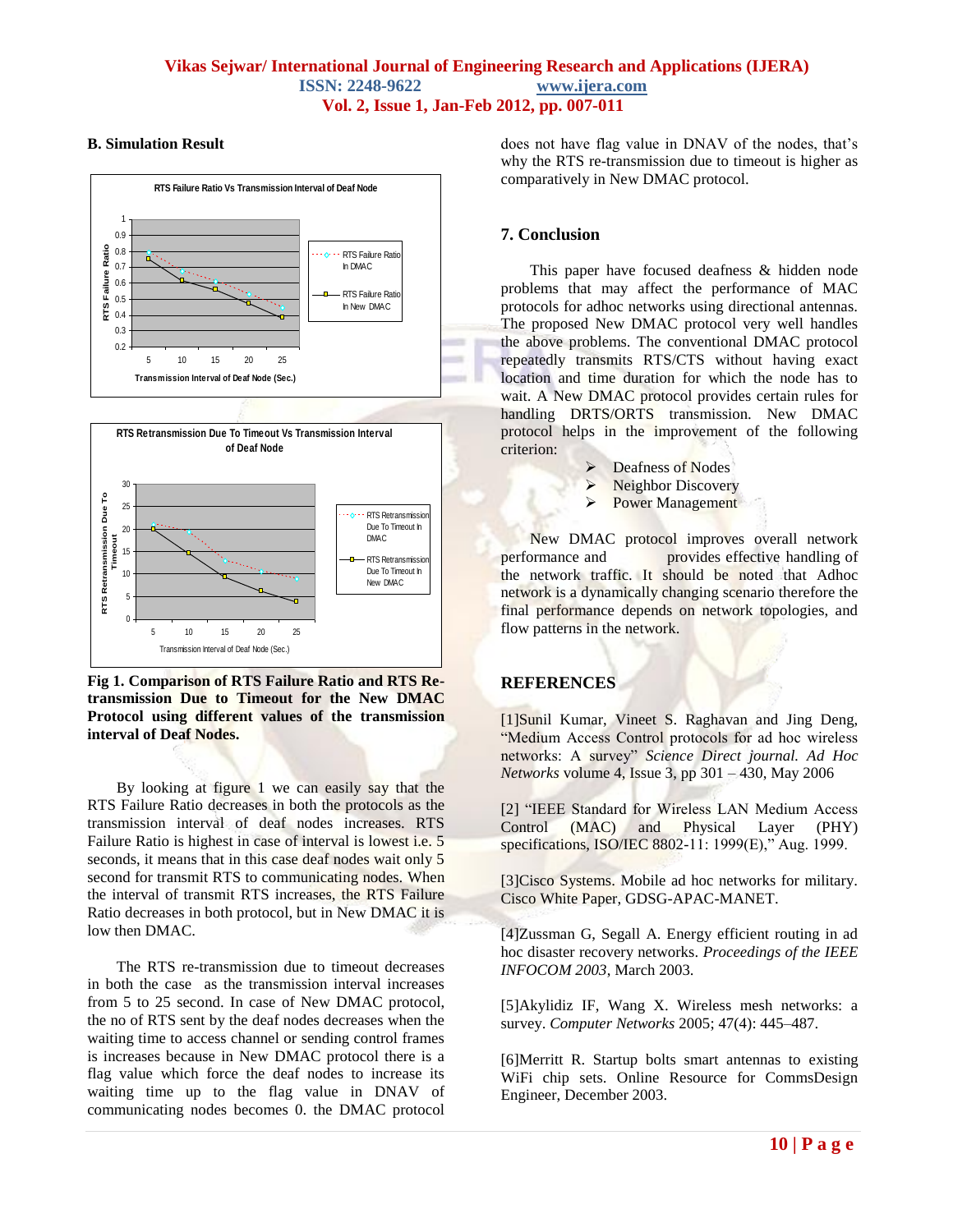### B. Simulation Result

Fig 1. **Comparison of RTS Failure Ratio and RTS Re-transmission Due to Timeout for the New DMAC Protocol using different values of the transmission interval of Deaf Nodes.**

By looking at figure 1 we can easily say that the RTS Failure Ratio decreases in both the protocols as the transmission interval of deaf nodes increases. RTS Failure Ratio is highest in case of interval is lowest i.e. 5 seconds, it means that in this case deaf nodes wait only 5 second for transmit RTS to communicating nodes. When the interval of transmit RTS increases, the RTS Failure Ratio decreases in both protocol, but in New DMAC it is low then DMAC.

The RTS re-transmission due to timeout decreases in both the case as the transmission interval increases from 5 to 25 second. In case of New DMAC protocol, the no of RTS sent by the deaf nodes decreases when the waiting time to access channel or sending control frames is increases because in New DMAC protocol there is a flag value which force the deaf nodes to increase its waiting time up to the flag value in DNAV of communicating nodes becomes 0. the DMAC protocol does not have flag value in DNAV of the nodes, that's why the RTS re-transmission due to timeout is higher as comparatively in New DMAC protocol.

## 7. Conclusion

This paper have focused deafness & hidden node problems that may affect the performance of MAC protocols for adhoc networks using directional antennas. The proposed New DMAC protocol very well handles the above problems. The conventional DMAC protocol repeatedly transmits RTS/CTS without having exact location and time duration for which the node has to wait. A New DMAC protocol provides certain rules for handling DRTS/ORTS transmission. New DMAC protocol helps in the improvement of the following criterion:

- Deafness of Nodes
- Neighbor Discovery
- Power Management

New DMAC protocol improves overall network performance and provides effective handling of the network traffic. It should be noted that Adhoc network is a dynamically changing scenario therefore the final performance depends on network topologies, and flow patterns in the network.

## REFERENCES

[1]Sunil Kumar, Vineet S. Raghavan and Jing Deng, "Medium Access Control protocols for ad hoc wireless networks: A survey" *Science Direct journal. Ad Hoc Networks* volume 4, Issue 3, pp 301 – 430, May 2006

[2] "IEEE Standard for Wireless LAN Medium Access Control (MAC) and Physical Layer (PHY) specifications, ISO/IEC 8802-11: 1999(E)," Aug. 1999.

[3]Cisco Systems. Mobile ad hoc networks for military. Cisco White Paper, GDSG-APAC-MANET.

[4]Zussman G, Segall A. Energy efficient routing in ad hoc disaster recovery networks. *Proceedings of the IEEE INFOCOM 2003*, March 2003.

[5]Akylidiz IF, Wang X. Wireless mesh networks: a survey. *Computer Networks* 2005; 47(4): 445–487.

[6]Merritt R. Startup bolts smart antennas to existing WiFi chip sets. Online Resource for CommsDesign Engineer, December 2003.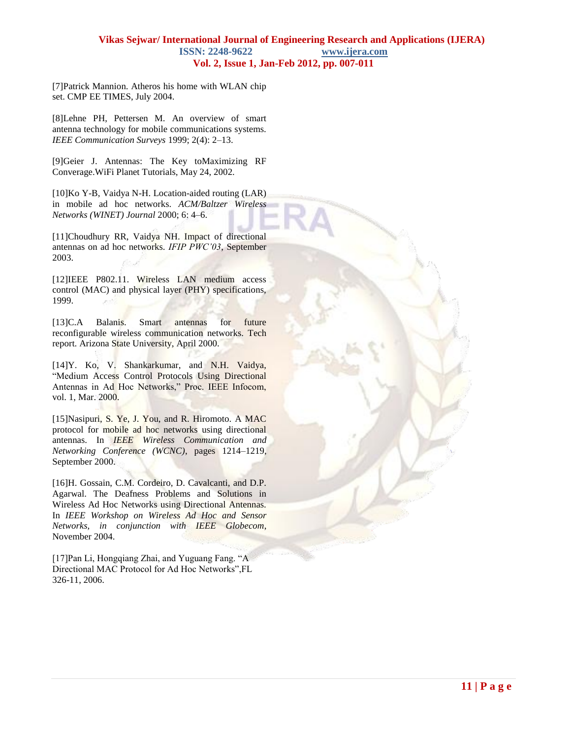[7]Patrick Mannion. Atheros his home with WLAN chip set. CMP EE TIMES, July 2004.

[8]Lehne PH, Pettersen M. An overview of smart antenna technology for mobile communications systems. *IEEE Communication Surveys* 1999; 2(4): 2–13.

[9]Geier J. Antennas: The Key toMaximizing RF Converage.WiFi Planet Tutorials, May 24, 2002.

[10]Ko Y-B, Vaidya N-H. Location-aided routing (LAR) in mobile ad hoc networks. *ACM/Baltzer Wireless Networks (WINET) Journal* 2000; 6: 4–6.

[11]Choudhury RR, Vaidya NH. Impact of directional antennas on ad hoc networks. *IFIP PWC'03*, September 2003.

[12]IEEE P802.11. Wireless LAN medium access control (MAC) and physical layer (PHY) specifications, 1999.

[13]C.A Balanis. Smart antennas for future reconfigurable wireless communication networks. Tech report. Arizona State University, April 2000.

[14]Y. Ko, V. Shankarkumar, and N.H. Vaidya, "Medium Access Control Protocols Using Directional Antennas in Ad Hoc Networks," Proc. IEEE Infocom, vol. 1, Mar. 2000.

[15]Nasipuri, S. Ye, J. You, and R. Hiromoto. A MAC protocol for mobile ad hoc networks using directional antennas. In *IEEE Wireless Communication and Networking Conference (WCNC)*, pages 1214–1219, September 2000.

[16]H. Gossain, C.M. Cordeiro, D. Cavalcanti, and D.P. Agarwal. The Deafness Problems and Solutions in Wireless Ad Hoc Networks using Directional Antennas. In *IEEE Workshop on Wireless Ad Hoc and Sensor Networks, in conjunction with IEEE Globecom*, November 2004.

[17]Pan Li, Hongqiang Zhai, and Yuguang Fang. "A Directional MAC Protocol for Ad Hoc Networks",FL 326-11, 2006.